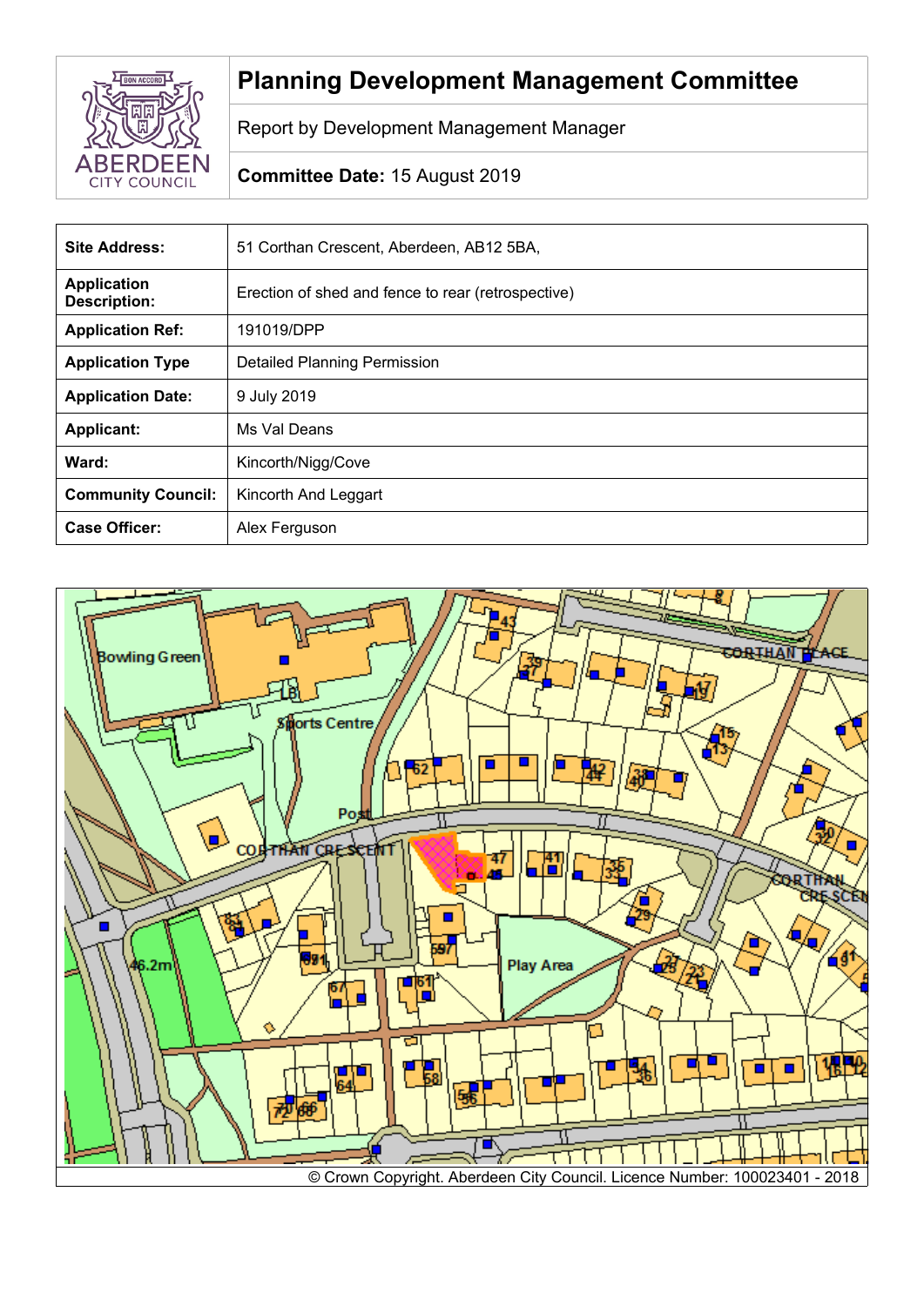# Planning Development Management Committee

Report by Development Management Manager

**Committee Date:** 15 August 2019

| | |
|---|---|
| **Site Address:** | 51 Corthan Crescent, Aberdeen, AB12 5BA, |
| **Application Description:** | Erection of shed and fence to rear (retrospective) |
| **Application Ref:** | 191019/DPP |
| **Application Type** | Detailed Planning Permission |
| **Application Date:** | 9 July 2019 |
| **Applicant:** | Ms Val Deans |
| **Ward:** | Kincorth/Nigg/Cove |
| **Community Council:** | Kincorth And Leggart |
| **Case Officer:** | Alex Ferguson |

© Crown Copyright. Aberdeen City Council. Licence Number: 100023401 - 2018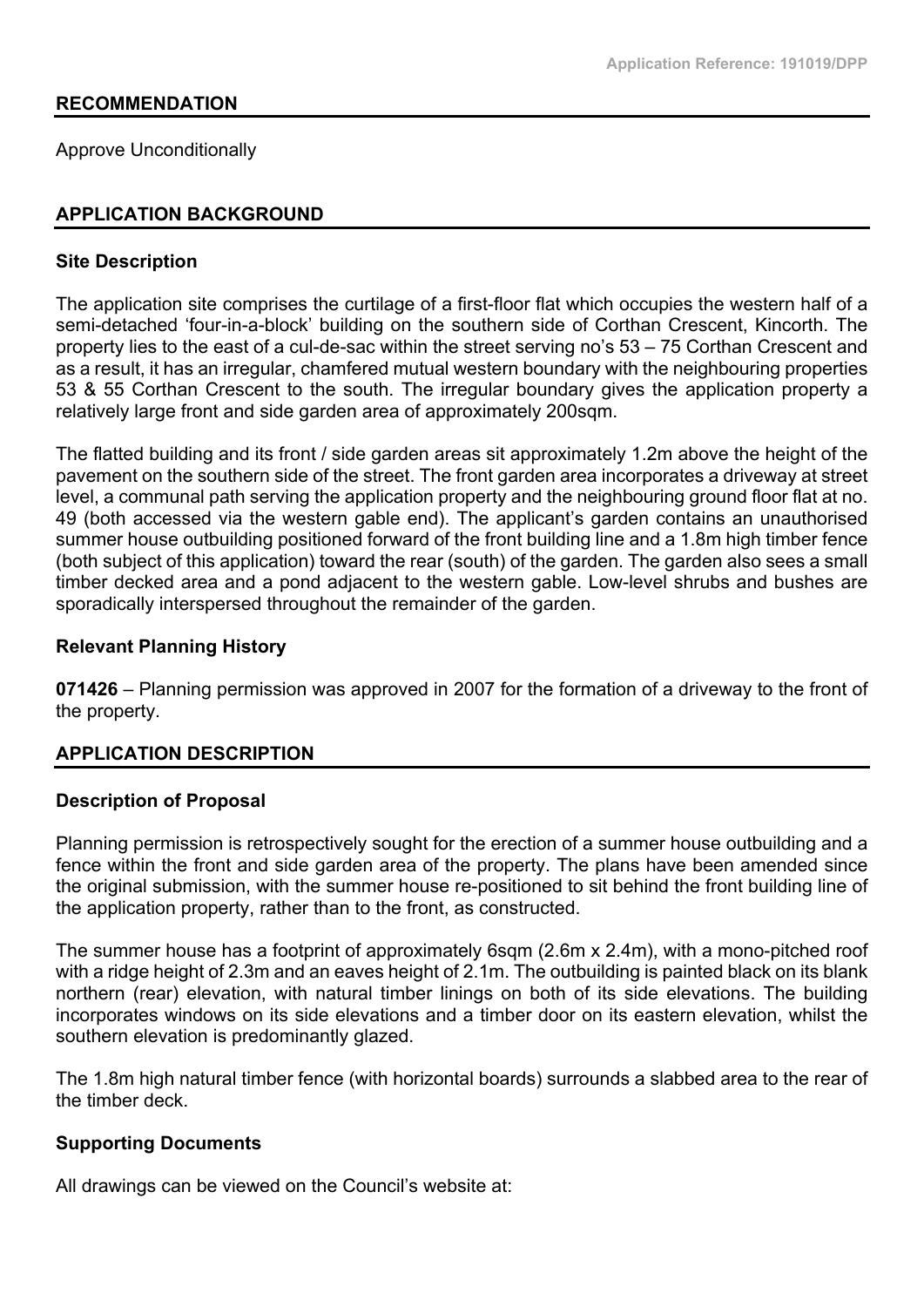## RECOMMENDATION

Approve Unconditionally

## APPLICATION BACKGROUND

### Site Description

The application site comprises the curtilage of a first-floor flat which occupies the western half of a semi-detached 'four-in-a-block' building on the southern side of Corthan Crescent, Kincorth. The property lies to the east of a cul-de-sac within the street serving no's 53 – 75 Corthan Crescent and as a result, it has an irregular, chamfered mutual western boundary with the neighbouring properties 53 & 55 Corthan Crescent to the south. The irregular boundary gives the application property a relatively large front and side garden area of approximately 200sqm.

The flatted building and its front / side garden areas sit approximately 1.2m above the height of the pavement on the southern side of the street. The front garden area incorporates a driveway at street level, a communal path serving the application property and the neighbouring ground floor flat at no. 49 (both accessed via the western gable end). The applicant's garden contains an unauthorised summer house outbuilding positioned forward of the front building line and a 1.8m high timber fence (both subject of this application) toward the rear (south) of the garden. The garden also sees a small timber decked area and a pond adjacent to the western gable. Low-level shrubs and bushes are sporadically interspersed throughout the remainder of the garden.

### Relevant Planning History

**071426** – Planning permission was approved in 2007 for the formation of a driveway to the front of the property.

## APPLICATION DESCRIPTION

### Description of Proposal

Planning permission is retrospectively sought for the erection of a summer house outbuilding and a fence within the front and side garden area of the property. The plans have been amended since the original submission, with the summer house re-positioned to sit behind the front building line of the application property, rather than to the front, as constructed.

The summer house has a footprint of approximately 6sqm (2.6m x 2.4m), with a mono-pitched roof with a ridge height of 2.3m and an eaves height of 2.1m. The outbuilding is painted black on its blank northern (rear) elevation, with natural timber linings on both of its side elevations. The building incorporates windows on its side elevations and a timber door on its eastern elevation, whilst the southern elevation is predominantly glazed.

The 1.8m high natural timber fence (with horizontal boards) surrounds a slabbed area to the rear of the timber deck.

### Supporting Documents

All drawings can be viewed on the Council's website at: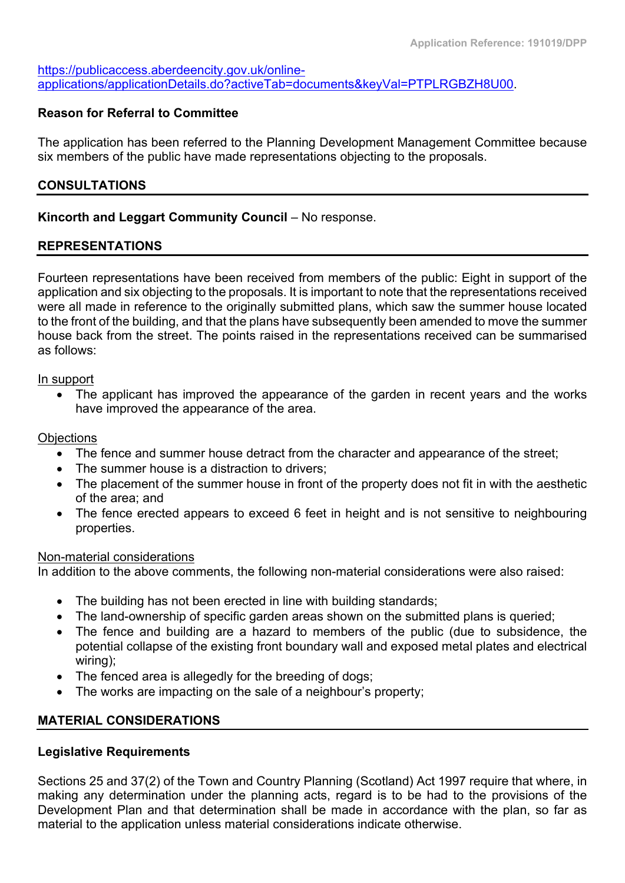https://publicaccess.aberdeencity.gov.uk/online-applications/applicationDetails.do?activeTab=documents&keyVal=PTPLRGBZH8U00.

**Reason for Referral to Committee**

The application has been referred to the Planning Development Management Committee because six members of the public have made representations objecting to the proposals.

## CONSULTATIONS

**Kincorth and Leggart Community Council** – No response.

## REPRESENTATIONS

Fourteen representations have been received from members of the public: Eight in support of the application and six objecting to the proposals. It is important to note that the representations received were all made in reference to the originally submitted plans, which saw the summer house located to the front of the building, and that the plans have subsequently been amended to move the summer house back from the street. The points raised in the representations received can be summarised as follows:

<u>In support</u>

- The applicant has improved the appearance of the garden in recent years and the works have improved the appearance of the area.

<u>Objections</u>

- The fence and summer house detract from the character and appearance of the street;
- The summer house is a distraction to drivers;
- The placement of the summer house in front of the property does not fit in with the aesthetic of the area; and
- The fence erected appears to exceed 6 feet in height and is not sensitive to neighbouring properties.

<u>Non-material considerations</u>

In addition to the above comments, the following non-material considerations were also raised:

- The building has not been erected in line with building standards;
- The land-ownership of specific garden areas shown on the submitted plans is queried;
- The fence and building are a hazard to members of the public (due to subsidence, the potential collapse of the existing front boundary wall and exposed metal plates and electrical wiring);
- The fenced area is allegedly for the breeding of dogs;
- The works are impacting on the sale of a neighbour's property;

## MATERIAL CONSIDERATIONS

**Legislative Requirements**

Sections 25 and 37(2) of the Town and Country Planning (Scotland) Act 1997 require that where, in making any determination under the planning acts, regard is to be had to the provisions of the Development Plan and that determination shall be made in accordance with the plan, so far as material to the application unless material considerations indicate otherwise.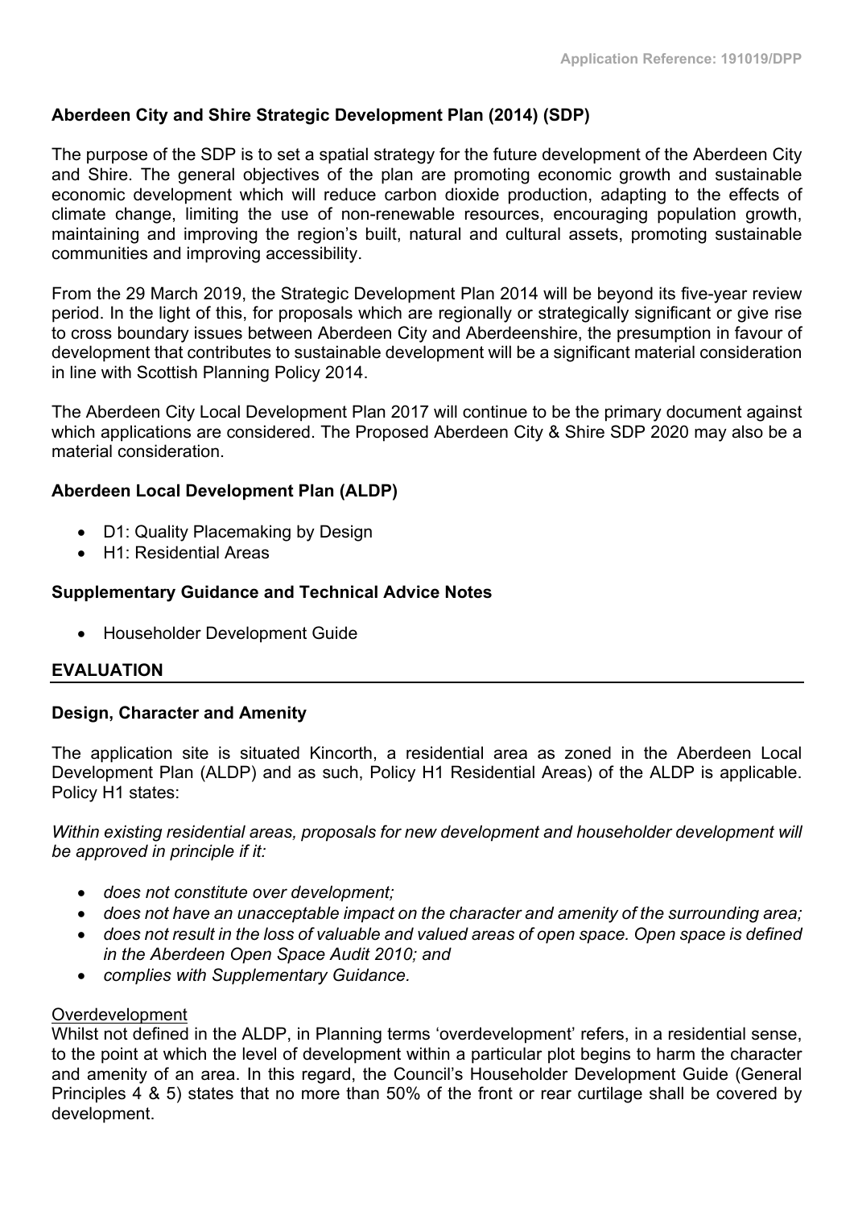**Aberdeen City and Shire Strategic Development Plan (2014) (SDP)**

The purpose of the SDP is to set a spatial strategy for the future development of the Aberdeen City and Shire. The general objectives of the plan are promoting economic growth and sustainable economic development which will reduce carbon dioxide production, adapting to the effects of climate change, limiting the use of non-renewable resources, encouraging population growth, maintaining and improving the region's built, natural and cultural assets, promoting sustainable communities and improving accessibility.

From the 29 March 2019, the Strategic Development Plan 2014 will be beyond its five-year review period. In the light of this, for proposals which are regionally or strategically significant or give rise to cross boundary issues between Aberdeen City and Aberdeenshire, the presumption in favour of development that contributes to sustainable development will be a significant material consideration in line with Scottish Planning Policy 2014.

The Aberdeen City Local Development Plan 2017 will continue to be the primary document against which applications are considered. The Proposed Aberdeen City & Shire SDP 2020 may also be a material consideration.

**Aberdeen Local Development Plan (ALDP)**

- D1: Quality Placemaking by Design
- H1: Residential Areas

**Supplementary Guidance and Technical Advice Notes**

- Householder Development Guide

## EVALUATION

**Design, Character and Amenity**

The application site is situated Kincorth, a residential area as zoned in the Aberdeen Local Development Plan (ALDP) and as such, Policy H1 Residential Areas) of the ALDP is applicable. Policy H1 states:

*Within existing residential areas, proposals for new development and householder development will be approved in principle if it:*

- *does not constitute over development;*
- *does not have an unacceptable impact on the character and amenity of the surrounding area;*
- *does not result in the loss of valuable and valued areas of open space. Open space is defined in the Aberdeen Open Space Audit 2010; and*
- *complies with Supplementary Guidance.*

<u>Overdevelopment</u>
Whilst not defined in the ALDP, in Planning terms 'overdevelopment' refers, in a residential sense, to the point at which the level of development within a particular plot begins to harm the character and amenity of an area. In this regard, the Council's Householder Development Guide (General Principles 4 & 5) states that no more than 50% of the front or rear curtilage shall be covered by development.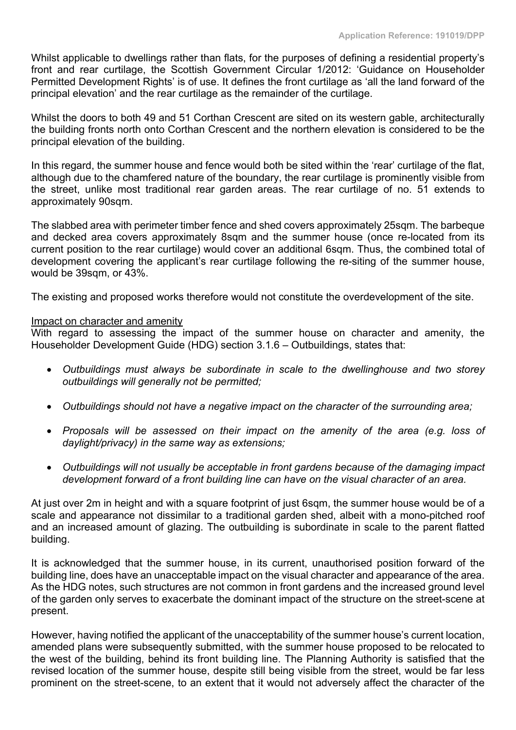Whilst applicable to dwellings rather than flats, for the purposes of defining a residential property's front and rear curtilage, the Scottish Government Circular 1/2012: 'Guidance on Householder Permitted Development Rights' is of use. It defines the front curtilage as 'all the land forward of the principal elevation' and the rear curtilage as the remainder of the curtilage.

Whilst the doors to both 49 and 51 Corthan Crescent are sited on its western gable, architecturally the building fronts north onto Corthan Crescent and the northern elevation is considered to be the principal elevation of the building.

In this regard, the summer house and fence would both be sited within the 'rear' curtilage of the flat, although due to the chamfered nature of the boundary, the rear curtilage is prominently visible from the street, unlike most traditional rear garden areas. The rear curtilage of no. 51 extends to approximately 90sqm.

The slabbed area with perimeter timber fence and shed covers approximately 25sqm. The barbeque and decked area covers approximately 8sqm and the summer house (once re-located from its current position to the rear curtilage) would cover an additional 6sqm. Thus, the combined total of development covering the applicant's rear curtilage following the re-siting of the summer house, would be 39sqm, or 43%.

The existing and proposed works therefore would not constitute the overdevelopment of the site.

<u>Impact on character and amenity</u>

With regard to assessing the impact of the summer house on character and amenity, the Householder Development Guide (HDG) section 3.1.6 – Outbuildings, states that:

- *Outbuildings must always be subordinate in scale to the dwellinghouse and two storey outbuildings will generally not be permitted;*
- *Outbuildings should not have a negative impact on the character of the surrounding area;*
- *Proposals will be assessed on their impact on the amenity of the area (e.g. loss of daylight/privacy) in the same way as extensions;*
- *Outbuildings will not usually be acceptable in front gardens because of the damaging impact development forward of a front building line can have on the visual character of an area.*

At just over 2m in height and with a square footprint of just 6sqm, the summer house would be of a scale and appearance not dissimilar to a traditional garden shed, albeit with a mono-pitched roof and an increased amount of glazing. The outbuilding is subordinate in scale to the parent flatted building.

It is acknowledged that the summer house, in its current, unauthorised position forward of the building line, does have an unacceptable impact on the visual character and appearance of the area. As the HDG notes, such structures are not common in front gardens and the increased ground level of the garden only serves to exacerbate the dominant impact of the structure on the street-scene at present.

However, having notified the applicant of the unacceptability of the summer house's current location, amended plans were subsequently submitted, with the summer house proposed to be relocated to the west of the building, behind its front building line. The Planning Authority is satisfied that the revised location of the summer house, despite still being visible from the street, would be far less prominent on the street-scene, to an extent that it would not adversely affect the character of the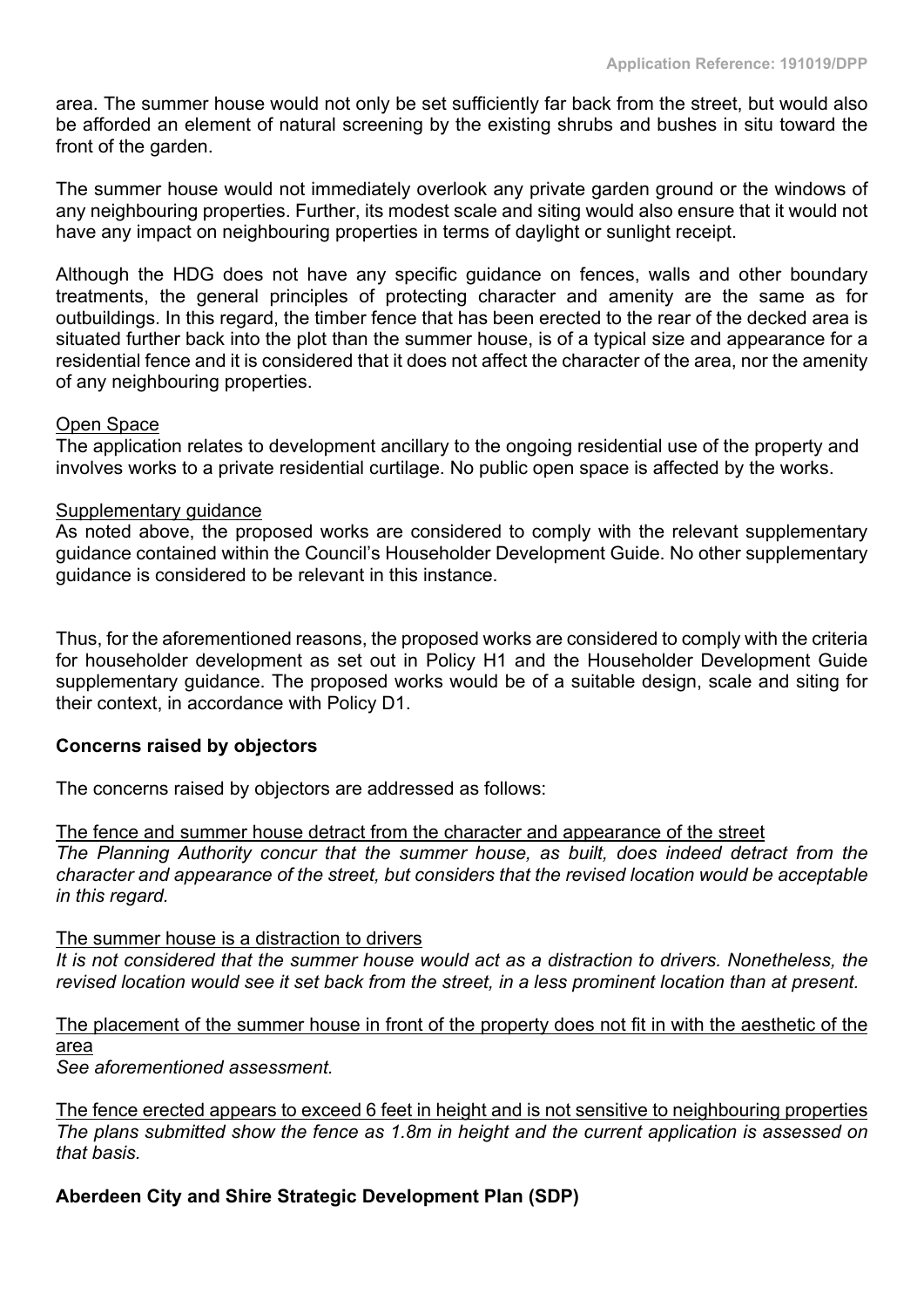area. The summer house would not only be set sufficiently far back from the street, but would also be afforded an element of natural screening by the existing shrubs and bushes in situ toward the front of the garden.

The summer house would not immediately overlook any private garden ground or the windows of any neighbouring properties. Further, its modest scale and siting would also ensure that it would not have any impact on neighbouring properties in terms of daylight or sunlight receipt.

Although the HDG does not have any specific guidance on fences, walls and other boundary treatments, the general principles of protecting character and amenity are the same as for outbuildings. In this regard, the timber fence that has been erected to the rear of the decked area is situated further back into the plot than the summer house, is of a typical size and appearance for a residential fence and it is considered that it does not affect the character of the area, nor the amenity of any neighbouring properties.

<u>Open Space</u>
The application relates to development ancillary to the ongoing residential use of the property and involves works to a private residential curtilage. No public open space is affected by the works.

<u>Supplementary guidance</u>
As noted above, the proposed works are considered to comply with the relevant supplementary guidance contained within the Council's Householder Development Guide. No other supplementary guidance is considered to be relevant in this instance.

Thus, for the aforementioned reasons, the proposed works are considered to comply with the criteria for householder development as set out in Policy H1 and the Householder Development Guide supplementary guidance. The proposed works would be of a suitable design, scale and siting for their context, in accordance with Policy D1.

**Concerns raised by objectors**

The concerns raised by objectors are addressed as follows:

<u>The fence and summer house detract from the character and appearance of the street</u>
*The Planning Authority concur that the summer house, as built, does indeed detract from the character and appearance of the street, but considers that the revised location would be acceptable in this regard.*

<u>The summer house is a distraction to drivers</u>
*It is not considered that the summer house would act as a distraction to drivers. Nonetheless, the revised location would see it set back from the street, in a less prominent location than at present.*

<u>The placement of the summer house in front of the property does not fit in with the aesthetic of the area</u>
*See aforementioned assessment.*

<u>The fence erected appears to exceed 6 feet in height and is not sensitive to neighbouring properties</u>
*The plans submitted show the fence as 1.8m in height and the current application is assessed on that basis.*

**Aberdeen City and Shire Strategic Development Plan (SDP)**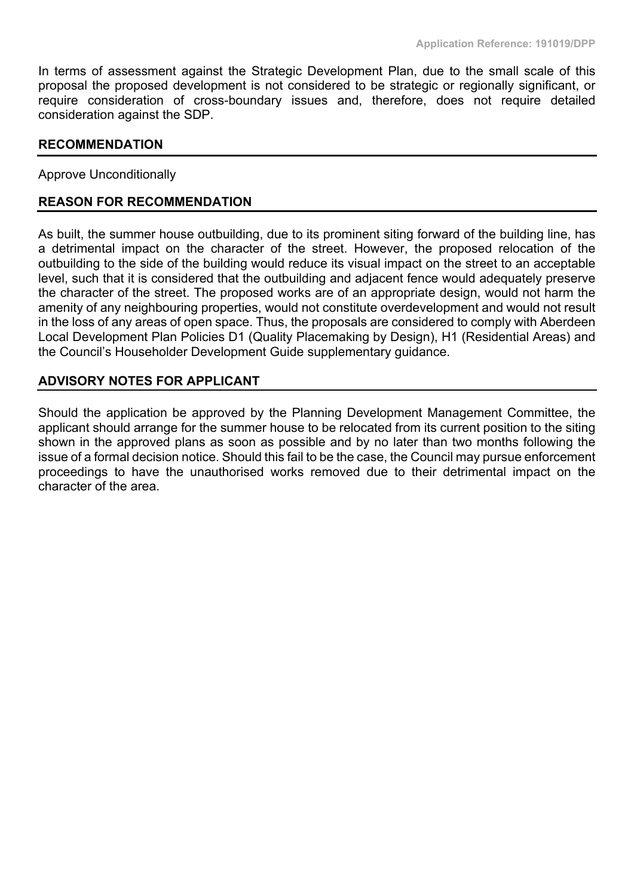In terms of assessment against the Strategic Development Plan, due to the small scale of this proposal the proposed development is not considered to be strategic or regionally significant, or require consideration of cross-boundary issues and, therefore, does not require detailed consideration against the SDP.

## RECOMMENDATION

Approve Unconditionally

## REASON FOR RECOMMENDATION

As built, the summer house outbuilding, due to its prominent siting forward of the building line, has a detrimental impact on the character of the street. However, the proposed relocation of the outbuilding to the side of the building would reduce its visual impact on the street to an acceptable level, such that it is considered that the outbuilding and adjacent fence would adequately preserve the character of the street. The proposed works are of an appropriate design, would not harm the amenity of any neighbouring properties, would not constitute overdevelopment and would not result in the loss of any areas of open space. Thus, the proposals are considered to comply with Aberdeen Local Development Plan Policies D1 (Quality Placemaking by Design), H1 (Residential Areas) and the Council's Householder Development Guide supplementary guidance.

## ADVISORY NOTES FOR APPLICANT

Should the application be approved by the Planning Development Management Committee, the applicant should arrange for the summer house to be relocated from its current position to the siting shown in the approved plans as soon as possible and by no later than two months following the issue of a formal decision notice. Should this fail to be the case, the Council may pursue enforcement proceedings to have the unauthorised works removed due to their detrimental impact on the character of the area.